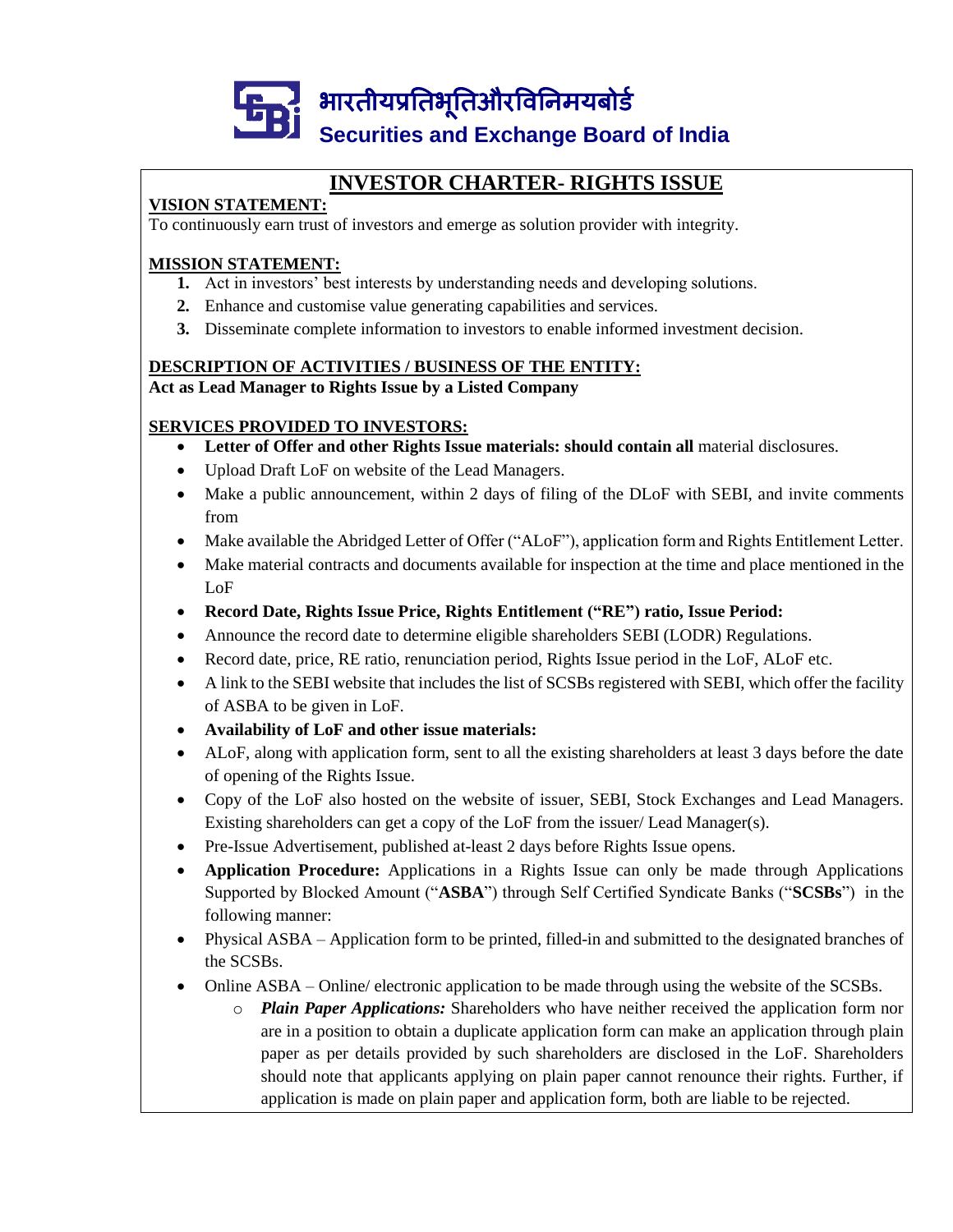भारतीयप्रतिभूतिऔरविनिमयबोर्ड

**Securities and Exchange Board of India**

# INVESTOR CHARTER- RIGHTS ISSUE

**VISION STATEMENT:**

To continuously earn trust of investors and emerge as solution provider with integrity.

**MISSION STATEMENT:**

1. Act in investors' best interests by understanding needs and developing solutions.
2. Enhance and customise value generating capabilities and services.
3. Disseminate complete information to investors to enable informed investment decision.

**DESCRIPTION OF ACTIVITIES / BUSINESS OF THE ENTITY:**

**Act as Lead Manager to Rights Issue by a Listed Company**

**SERVICES PROVIDED TO INVESTORS:**

- **Letter of Offer and other Rights Issue materials: should contain all** material disclosures.
- Upload Draft LoF on website of the Lead Managers.
- Make a public announcement, within 2 days of filing of the DLoF with SEBI, and invite comments from
- Make available the Abridged Letter of Offer ("ALoF"), application form and Rights Entitlement Letter.
- Make material contracts and documents available for inspection at the time and place mentioned in the LoF
- **Record Date, Rights Issue Price, Rights Entitlement ("RE") ratio, Issue Period:**
- Announce the record date to determine eligible shareholders SEBI (LODR) Regulations.
- Record date, price, RE ratio, renunciation period, Rights Issue period in the LoF, ALoF etc.
- A link to the SEBI website that includes the list of SCSBs registered with SEBI, which offer the facility of ASBA to be given in LoF.
- **Availability of LoF and other issue materials:**
- ALoF, along with application form, sent to all the existing shareholders at least 3 days before the date of opening of the Rights Issue.
- Copy of the LoF also hosted on the website of issuer, SEBI, Stock Exchanges and Lead Managers. Existing shareholders can get a copy of the LoF from the issuer/ Lead Manager(s).
- Pre-Issue Advertisement, published at-least 2 days before Rights Issue opens.
- **Application Procedure:** Applications in a Rights Issue can only be made through Applications Supported by Blocked Amount ("**ASBA**") through Self Certified Syndicate Banks ("**SCSBs**") in the following manner:
- Physical ASBA – Application form to be printed, filled-in and submitted to the designated branches of the SCSBs.
- Online ASBA – Online/ electronic application to be made through using the website of the SCSBs.
    - ***Plain Paper Applications:*** Shareholders who have neither received the application form nor are in a position to obtain a duplicate application form can make an application through plain paper as per details provided by such shareholders are disclosed in the LoF. Shareholders should note that applicants applying on plain paper cannot renounce their rights. Further, if application is made on plain paper and application form, both are liable to be rejected.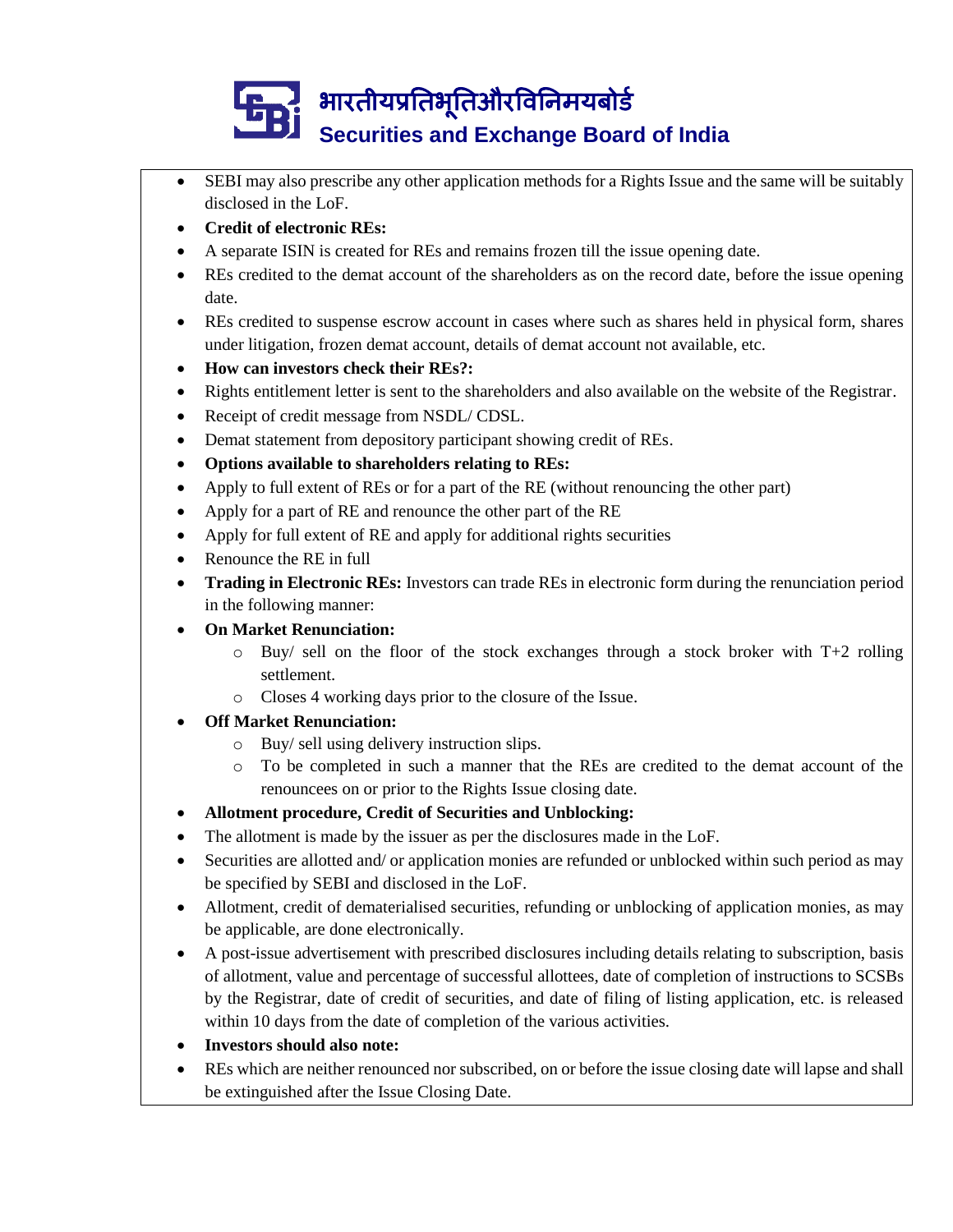- SEBI may also prescribe any other application methods for a Rights Issue and the same will be suitably disclosed in the LoF.
- **Credit of electronic REs:**
- A separate ISIN is created for REs and remains frozen till the issue opening date.
- REs credited to the demat account of the shareholders as on the record date, before the issue opening date.
- REs credited to suspense escrow account in cases where such as shares held in physical form, shares under litigation, frozen demat account, details of demat account not available, etc.
- **How can investors check their REs?:**
- Rights entitlement letter is sent to the shareholders and also available on the website of the Registrar.
- Receipt of credit message from NSDL/ CDSL.
- Demat statement from depository participant showing credit of REs.
- **Options available to shareholders relating to REs:**
- Apply to full extent of REs or for a part of the RE (without renouncing the other part)
- Apply for a part of RE and renounce the other part of the RE
- Apply for full extent of RE and apply for additional rights securities
- Renounce the RE in full
- **Trading in Electronic REs:** Investors can trade REs in electronic form during the renunciation period in the following manner:
- **On Market Renunciation:**
    - Buy/ sell on the floor of the stock exchanges through a stock broker with T+2 rolling settlement.
    - Closes 4 working days prior to the closure of the Issue.
- **Off Market Renunciation:**
    - Buy/ sell using delivery instruction slips.
    - To be completed in such a manner that the REs are credited to the demat account of the renouncees on or prior to the Rights Issue closing date.
- **Allotment procedure, Credit of Securities and Unblocking:**
- The allotment is made by the issuer as per the disclosures made in the LoF.
- Securities are allotted and/ or application monies are refunded or unblocked within such period as may be specified by SEBI and disclosed in the LoF.
- Allotment, credit of dematerialised securities, refunding or unblocking of application monies, as may be applicable, are done electronically.
- A post-issue advertisement with prescribed disclosures including details relating to subscription, basis of allotment, value and percentage of successful allottees, date of completion of instructions to SCSBs by the Registrar, date of credit of securities, and date of filing of listing application, etc. is released within 10 days from the date of completion of the various activities.
- **Investors should also note:**
- REs which are neither renounced nor subscribed, on or before the issue closing date will lapse and shall be extinguished after the Issue Closing Date.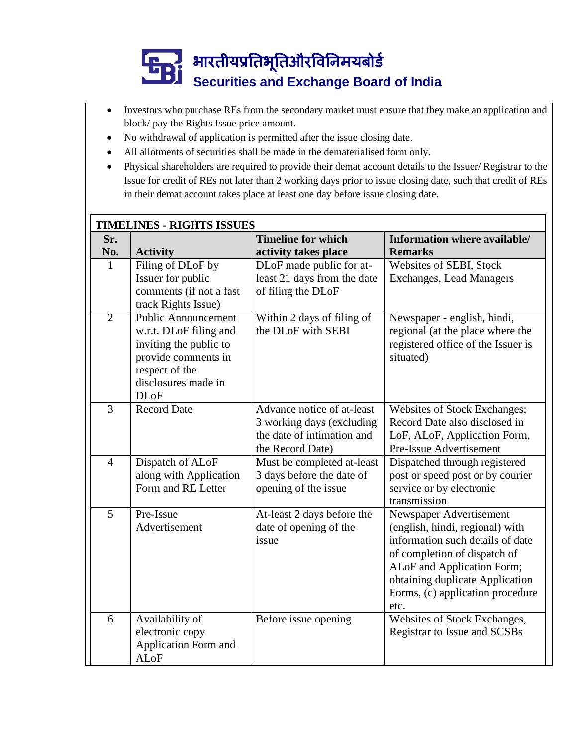- Investors who purchase REs from the secondary market must ensure that they make an application and block/ pay the Rights Issue price amount.
- No withdrawal of application is permitted after the issue closing date.
- All allotments of securities shall be made in the dematerialised form only.
- Physical shareholders are required to provide their demat account details to the Issuer/ Registrar to the Issue for credit of REs not later than 2 working days prior to issue closing date, such that credit of REs in their demat account takes place at least one day before issue closing date.

**TIMELINES - RIGHTS ISSUES**

| Sr. No. | Activity | Timeline for which activity takes place | Information where available/ Remarks |
|---|---|---|---|
| 1 | Filing of DLoF by Issuer for public comments (if not a fast track Rights Issue) | DLoF made public for at-least 21 days from the date of filing the DLoF | Websites of SEBI, Stock Exchanges, Lead Managers |
| 2 | Public Announcement w.r.t. DLoF filing and inviting the public to provide comments in respect of the disclosures made in DLoF | Within 2 days of filing of the DLoF with SEBI | Newspaper - english, hindi, regional (at the place where the registered office of the Issuer is situated) |
| 3 | Record Date | Advance notice of at-least 3 working days (excluding the date of intimation and the Record Date) | Websites of Stock Exchanges; Record Date also disclosed in LoF, ALoF, Application Form, Pre-Issue Advertisement |
| 4 | Dispatch of ALoF along with Application Form and RE Letter | Must be completed at-least 3 days before the date of opening of the issue | Dispatched through registered post or speed post or by courier service or by electronic transmission |
| 5 | Pre-Issue Advertisement | At-least 2 days before the date of opening of the issue | Newspaper Advertisement (english, hindi, regional) with information such details of date of completion of dispatch of ALoF and Application Form; obtaining duplicate Application Forms, (c) application procedure etc. |
| 6 | Availability of electronic copy Application Form and ALoF | Before issue opening | Websites of Stock Exchanges, Registrar to Issue and SCSBs |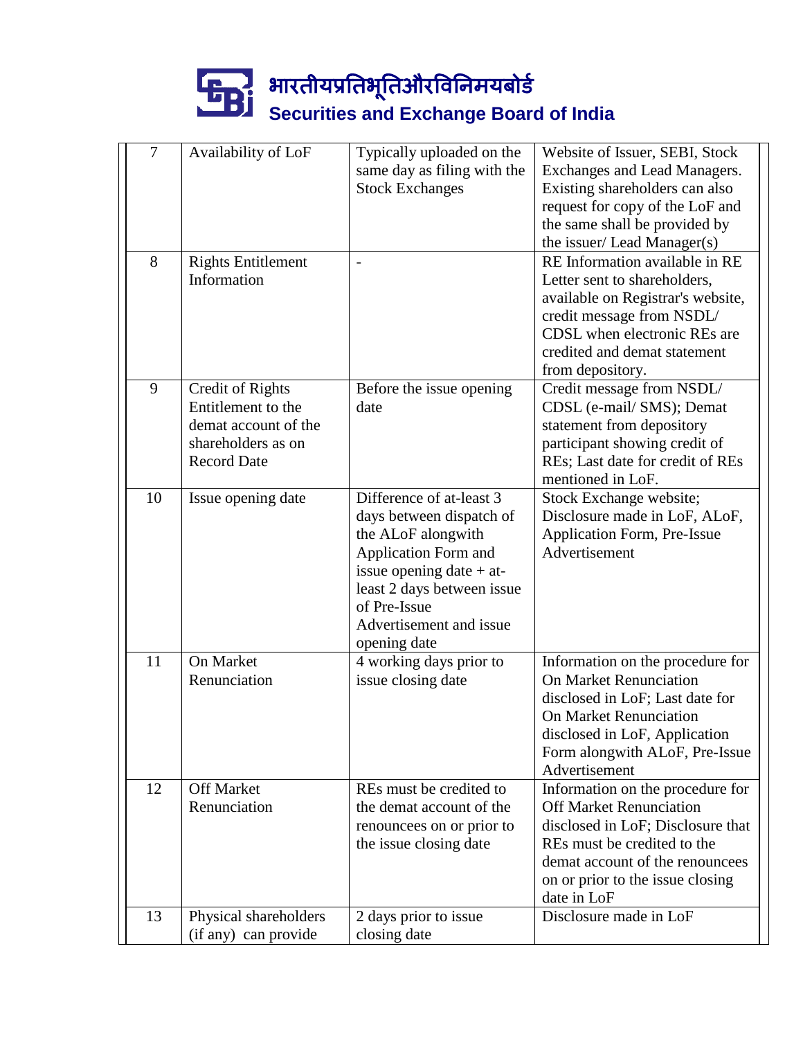| 7 | Availability of LoF | Typically uploaded on the same day as filing with the Stock Exchanges | Website of Issuer, SEBI, Stock Exchanges and Lead Managers. Existing shareholders can also request for copy of the LoF and the same shall be provided by the issuer/ Lead Manager(s) |
|---|---|---|---|
| 8 | Rights Entitlement Information | - | RE Information available in RE Letter sent to shareholders, available on Registrar's website, credit message from NSDL/ CDSL when electronic REs are credited and demat statement from depository. |
| 9 | Credit of Rights Entitlement to the demat account of the shareholders as on Record Date | Before the issue opening date | Credit message from NSDL/ CDSL (e-mail/ SMS); Demat statement from depository participant showing credit of REs; Last date for credit of REs mentioned in LoF. |
| 10 | Issue opening date | Difference of at-least 3 days between dispatch of the ALoF alongwith Application Form and issue opening date + at-least 2 days between issue of Pre-Issue Advertisement and issue opening date | Stock Exchange website; Disclosure made in LoF, ALoF, Application Form, Pre-Issue Advertisement |
| 11 | On Market Renunciation | 4 working days prior to issue closing date | Information on the procedure for On Market Renunciation disclosed in LoF; Last date for On Market Renunciation disclosed in LoF, Application Form alongwith ALoF, Pre-Issue Advertisement |
| 12 | Off Market Renunciation | REs must be credited to the demat account of the renouncees on or prior to the issue closing date | Information on the procedure for Off Market Renunciation disclosed in LoF; Disclosure that REs must be credited to the demat account of the renouncees on or prior to the issue closing date in LoF |
| 13 | Physical shareholders (if any) can provide | 2 days prior to issue closing date | Disclosure made in LoF |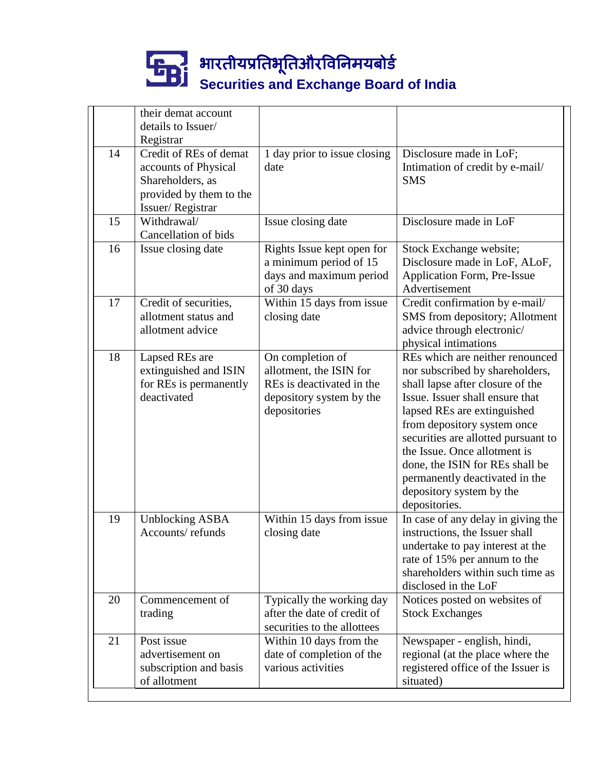|  |  |  |  |
|---|---|---|---|
|  | their demat account details to Issuer/ Registrar |  |  |
| 14 | Credit of REs of demat accounts of Physical Shareholders, as provided by them to the Issuer/ Registrar | 1 day prior to issue closing date | Disclosure made in LoF; Intimation of credit by e-mail/ SMS |
| 15 | Withdrawal/ Cancellation of bids | Issue closing date | Disclosure made in LoF |
| 16 | Issue closing date | Rights Issue kept open for a minimum period of 15 days and maximum period of 30 days | Stock Exchange website; Disclosure made in LoF, ALoF, Application Form, Pre-Issue Advertisement |
| 17 | Credit of securities, allotment status and allotment advice | Within 15 days from issue closing date | Credit confirmation by e-mail/ SMS from depository; Allotment advice through electronic/ physical intimations |
| 18 | Lapsed REs are extinguished and ISIN for REs is permanently deactivated | On completion of allotment, the ISIN for REs is deactivated in the depository system by the depositories | REs which are neither renounced nor subscribed by shareholders, shall lapse after closure of the Issue. Issuer shall ensure that lapsed REs are extinguished from depository system once securities are allotted pursuant to the Issue. Once allotment is done, the ISIN for REs shall be permanently deactivated in the depository system by the depositories. |
| 19 | Unblocking ASBA Accounts/ refunds | Within 15 days from issue closing date | In case of any delay in giving the instructions, the Issuer shall undertake to pay interest at the rate of 15% per annum to the shareholders within such time as disclosed in the LoF |
| 20 | Commencement of trading | Typically the working day after the date of credit of securities to the allottees | Notices posted on websites of Stock Exchanges |
| 21 | Post issue advertisement on subscription and basis of allotment | Within 10 days from the date of completion of the various activities | Newspaper - english, hindi, regional (at the place where the registered office of the Issuer is situated) |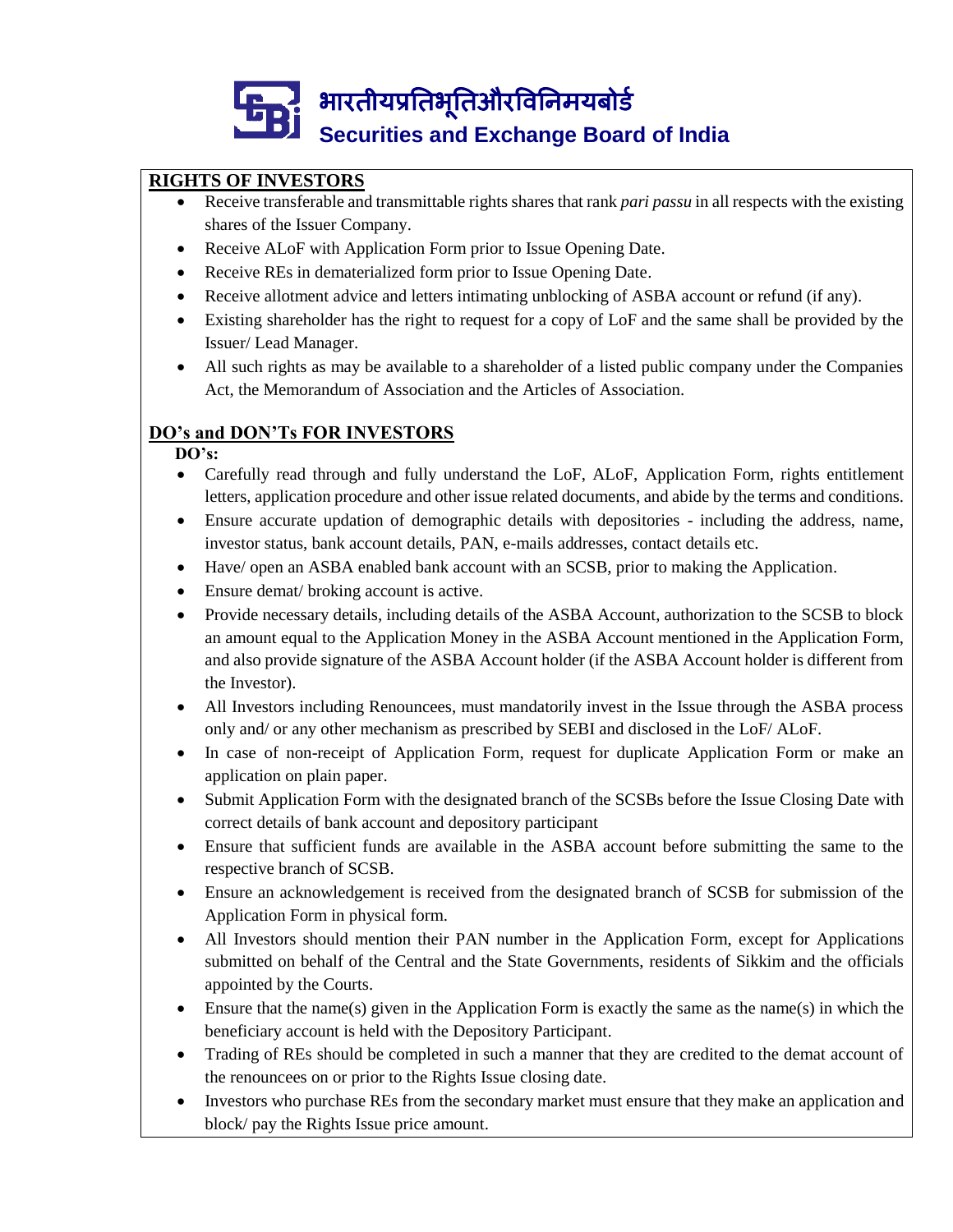## RIGHTS OF INVESTORS

- Receive transferable and transmittable rights shares that rank *pari passu* in all respects with the existing shares of the Issuer Company.
- Receive ALoF with Application Form prior to Issue Opening Date.
- Receive REs in dematerialized form prior to Issue Opening Date.
- Receive allotment advice and letters intimating unblocking of ASBA account or refund (if any).
- Existing shareholder has the right to request for a copy of LoF and the same shall be provided by the Issuer/ Lead Manager.
- All such rights as may be available to a shareholder of a listed public company under the Companies Act, the Memorandum of Association and the Articles of Association.

## DO's and DON'Ts FOR INVESTORS

**DO's:**

- Carefully read through and fully understand the LoF, ALoF, Application Form, rights entitlement letters, application procedure and other issue related documents, and abide by the terms and conditions.
- Ensure accurate updation of demographic details with depositories - including the address, name, investor status, bank account details, PAN, e-mails addresses, contact details etc.
- Have/ open an ASBA enabled bank account with an SCSB, prior to making the Application.
- Ensure demat/ broking account is active.
- Provide necessary details, including details of the ASBA Account, authorization to the SCSB to block an amount equal to the Application Money in the ASBA Account mentioned in the Application Form, and also provide signature of the ASBA Account holder (if the ASBA Account holder is different from the Investor).
- All Investors including Renouncees, must mandatorily invest in the Issue through the ASBA process only and/ or any other mechanism as prescribed by SEBI and disclosed in the LoF/ ALoF.
- In case of non-receipt of Application Form, request for duplicate Application Form or make an application on plain paper.
- Submit Application Form with the designated branch of the SCSBs before the Issue Closing Date with correct details of bank account and depository participant
- Ensure that sufficient funds are available in the ASBA account before submitting the same to the respective branch of SCSB.
- Ensure an acknowledgement is received from the designated branch of SCSB for submission of the Application Form in physical form.
- All Investors should mention their PAN number in the Application Form, except for Applications submitted on behalf of the Central and the State Governments, residents of Sikkim and the officials appointed by the Courts.
- Ensure that the name(s) given in the Application Form is exactly the same as the name(s) in which the beneficiary account is held with the Depository Participant.
- Trading of REs should be completed in such a manner that they are credited to the demat account of the renouncees on or prior to the Rights Issue closing date.
- Investors who purchase REs from the secondary market must ensure that they make an application and block/ pay the Rights Issue price amount.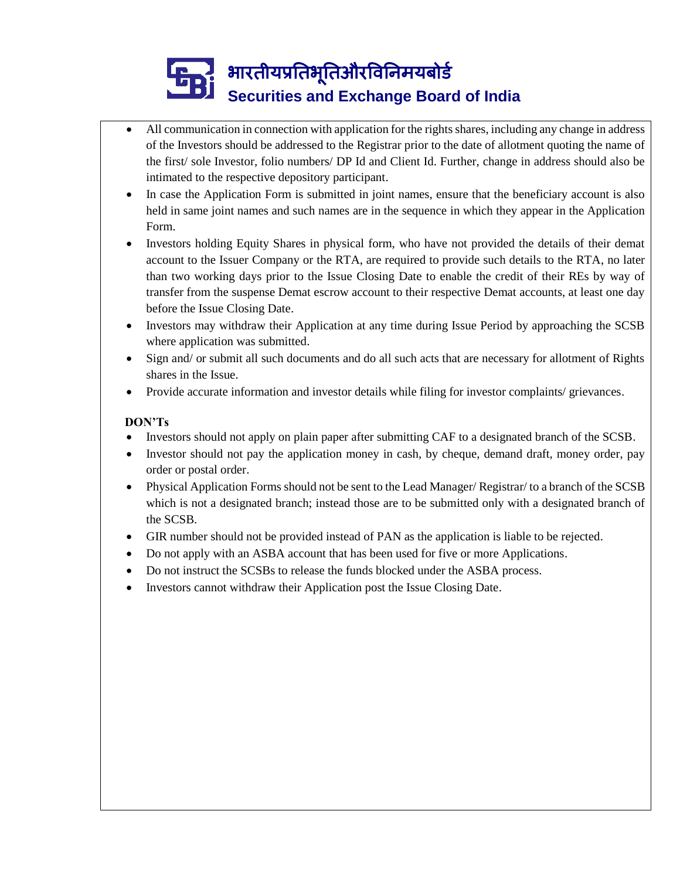- All communication in connection with application for the rights shares, including any change in address of the Investors should be addressed to the Registrar prior to the date of allotment quoting the name of the first/ sole Investor, folio numbers/ DP Id and Client Id. Further, change in address should also be intimated to the respective depository participant.
- In case the Application Form is submitted in joint names, ensure that the beneficiary account is also held in same joint names and such names are in the sequence in which they appear in the Application Form.
- Investors holding Equity Shares in physical form, who have not provided the details of their demat account to the Issuer Company or the RTA, are required to provide such details to the RTA, no later than two working days prior to the Issue Closing Date to enable the credit of their REs by way of transfer from the suspense Demat escrow account to their respective Demat accounts, at least one day before the Issue Closing Date.
- Investors may withdraw their Application at any time during Issue Period by approaching the SCSB where application was submitted.
- Sign and/ or submit all such documents and do all such acts that are necessary for allotment of Rights shares in the Issue.
- Provide accurate information and investor details while filing for investor complaints/ grievances.

**DON'Ts**

- Investors should not apply on plain paper after submitting CAF to a designated branch of the SCSB.
- Investor should not pay the application money in cash, by cheque, demand draft, money order, pay order or postal order.
- Physical Application Forms should not be sent to the Lead Manager/ Registrar/ to a branch of the SCSB which is not a designated branch; instead those are to be submitted only with a designated branch of the SCSB.
- GIR number should not be provided instead of PAN as the application is liable to be rejected.
- Do not apply with an ASBA account that has been used for five or more Applications.
- Do not instruct the SCSBs to release the funds blocked under the ASBA process.
- Investors cannot withdraw their Application post the Issue Closing Date.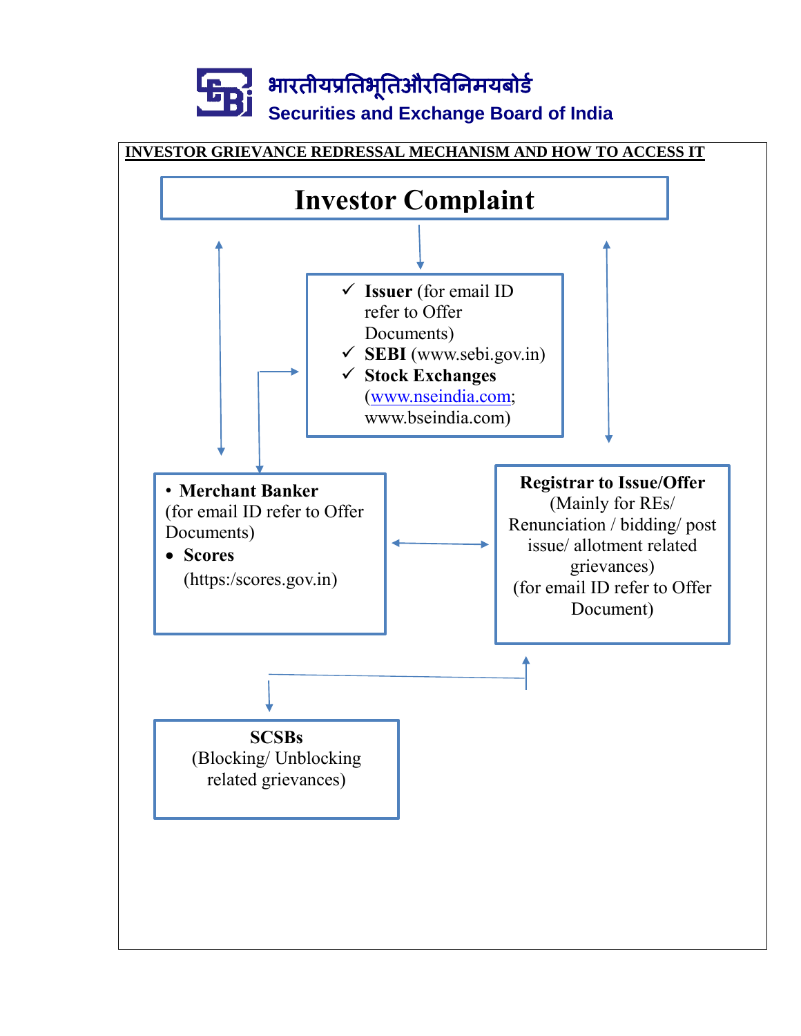भारतीयप्रतिभूतिऔरविनिमयबोर्ड

Securities and Exchange Board of India

**INVESTOR GRIEVANCE REDRESSAL MECHANISM AND HOW TO ACCESS IT**

# Investor Complaint

- ✓ **Issuer** (for email ID refer to Offer Documents)
- ✓ **SEBI** (www.sebi.gov.in)
- ✓ **Stock Exchanges** (www.nseindia.com; www.bseindia.com)

- **Merchant Banker** (for email ID refer to Offer Documents)
- **Scores** (https:/scores.gov.in)

**Registrar to Issue/Offer**
(Mainly for REs/ Renunciation / bidding/ post issue/ allotment related grievances)
(for email ID refer to Offer Document)

**SCSBs**
(Blocking/ Unblocking related grievances)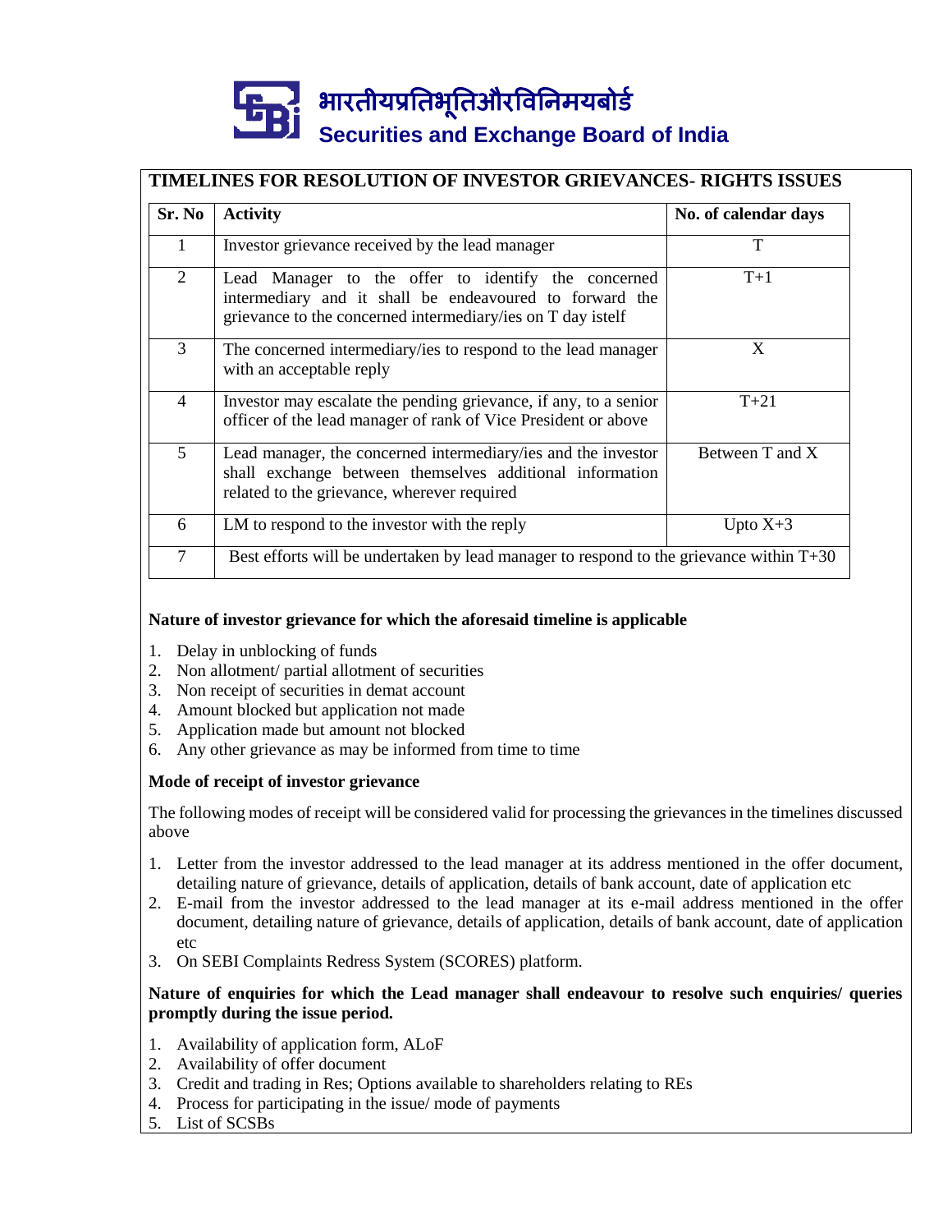## TIMELINES FOR RESOLUTION OF INVESTOR GRIEVANCES- RIGHTS ISSUES

| Sr. No | Activity | No. of calendar days |
|---|---|---|
| 1 | Investor grievance received by the lead manager | T |
| 2 | Lead Manager to the offer to identify the concerned intermediary and it shall be endeavoured to forward the grievance to the concerned intermediary/ies on T day istelf | T+1 |
| 3 | The concerned intermediary/ies to respond to the lead manager with an acceptable reply | X |
| 4 | Investor may escalate the pending grievance, if any, to a senior officer of the lead manager of rank of Vice President or above | T+21 |
| 5 | Lead manager, the concerned intermediary/ies and the investor shall exchange between themselves additional information related to the grievance, wherever required | Between T and X |
| 6 | LM to respond to the investor with the reply | Upto X+3 |
| 7 | Best efforts will be undertaken by lead manager to respond to the grievance within T+30 | |

**Nature of investor grievance for which the aforesaid timeline is applicable**

1. Delay in unblocking of funds
2. Non allotment/ partial allotment of securities
3. Non receipt of securities in demat account
4. Amount blocked but application not made
5. Application made but amount not blocked
6. Any other grievance as may be informed from time to time

**Mode of receipt of investor grievance**

The following modes of receipt will be considered valid for processing the grievances in the timelines discussed above

1. Letter from the investor addressed to the lead manager at its address mentioned in the offer document, detailing nature of grievance, details of application, details of bank account, date of application etc
2. E-mail from the investor addressed to the lead manager at its e-mail address mentioned in the offer document, detailing nature of grievance, details of application, details of bank account, date of application etc
3. On SEBI Complaints Redress System (SCORES) platform.

**Nature of enquiries for which the Lead manager shall endeavour to resolve such enquiries/ queries promptly during the issue period.**

1. Availability of application form, ALoF
2. Availability of offer document
3. Credit and trading in Res; Options available to shareholders relating to REs
4. Process for participating in the issue/ mode of payments
5. List of SCSBs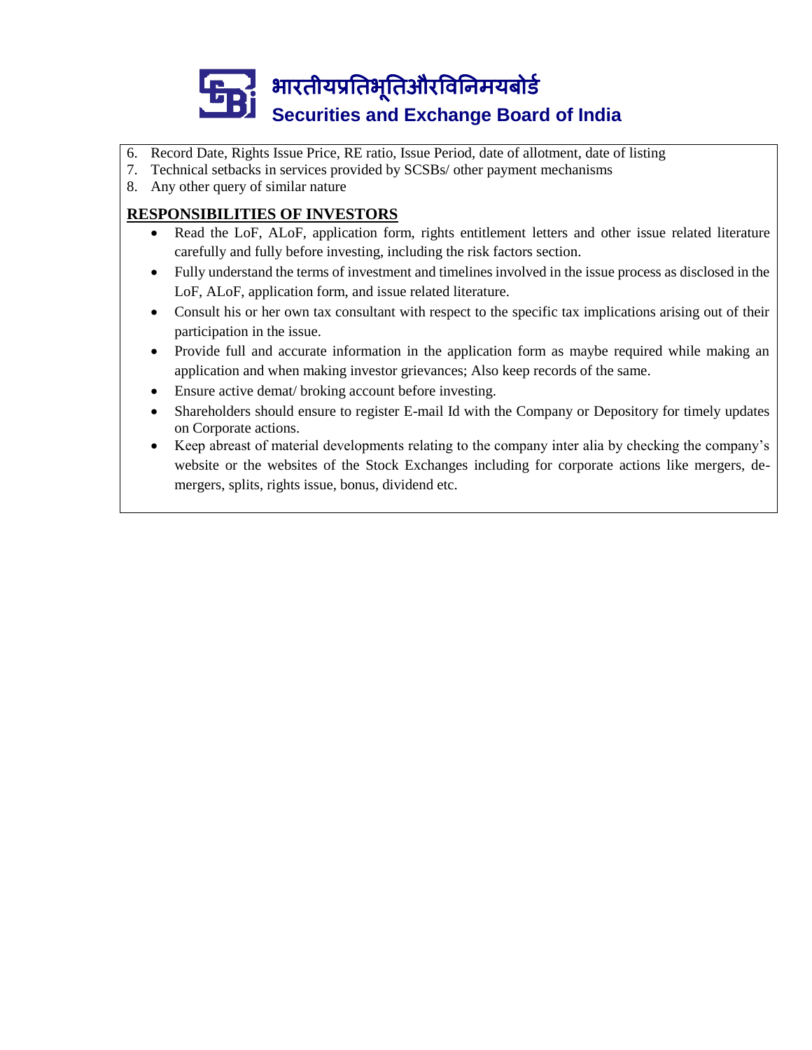6. Record Date, Rights Issue Price, RE ratio, Issue Period, date of allotment, date of listing
7. Technical setbacks in services provided by SCSBs/ other payment mechanisms
8. Any other query of similar nature

## RESPONSIBILITIES OF INVESTORS

- Read the LoF, ALoF, application form, rights entitlement letters and other issue related literature carefully and fully before investing, including the risk factors section.
- Fully understand the terms of investment and timelines involved in the issue process as disclosed in the LoF, ALoF, application form, and issue related literature.
- Consult his or her own tax consultant with respect to the specific tax implications arising out of their participation in the issue.
- Provide full and accurate information in the application form as maybe required while making an application and when making investor grievances; Also keep records of the same.
- Ensure active demat/ broking account before investing.
- Shareholders should ensure to register E-mail Id with the Company or Depository for timely updates on Corporate actions.
- Keep abreast of material developments relating to the company inter alia by checking the company's website or the websites of the Stock Exchanges including for corporate actions like mergers, de-mergers, splits, rights issue, bonus, dividend etc.